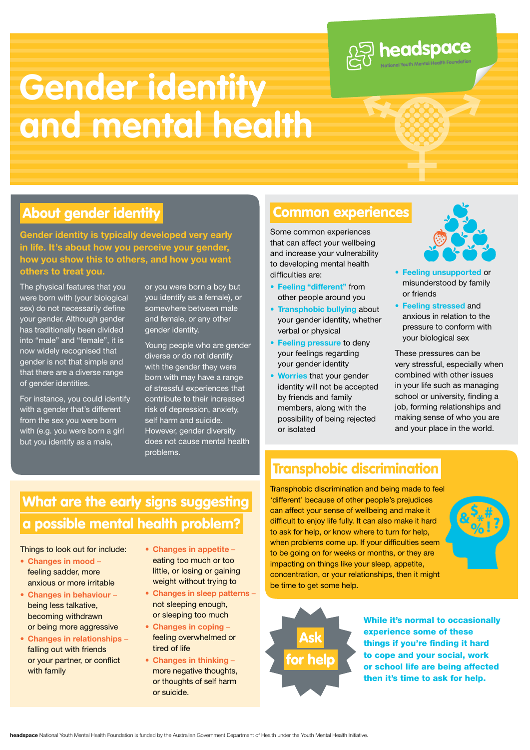# Gender identity and mental health

## About gender identity

**Gender identity is typically developed very early in life. It's about how you perceive your gender, how you show this to others, and how you want others to treat you.**

The physical features that you were born with (your biological sex) do not necessarily define your gender. Although gender has traditionally been divided into "male" and "female", it is now widely recognised that gender is not that simple and that there are a diverse range of gender identities.

For instance, you could identify with a gender that's different from the sex you were born with (e.g. you were born a girl but you identify as a male, or you were born a boy but you identify as a female), or somewhere between male and female, or any other gender identity.

Young people who are gender diverse or do not identify with the gender they were born with may have a range of stressful experiences that contribute to their increased risk of depression, anxiety, self harm and suicide. However, gender diversity does not cause mental health problems.

## Common experiences

Some common experiences that can affect your wellbeing and increase your vulnerability to developing mental health difficulties are:

- **Feeling "different"** from other people around you
- **Transphobic bullying** about your gender identity, whether verbal or physical
- **Feeling pressure** to deny your feelings regarding your gender identity
- **Worries** that your gender identity will not be accepted by friends and family members, along with the possibility of being rejected or isolated
- **Feeling unsupported** or misunderstood by family or friends
- **Feeling stressed** and anxious in relation to the pressure to conform with your biological sex

These pressures can be very stressful, especially when combined with other issues in your life such as managing school or university, finding a job, forming relationships and making sense of who you are and your place in the world.

## What are the early signs suggesting a possible mental health problem?

Things to look out for include:

- **Changes in mood** – feeling sadder, more anxious or more irritable
- **Changes in behaviour** – being less talkative, becoming withdrawn or being more aggressive
- **Changes in relationships** – falling out with friends or your partner, or conflict with family
- **Changes in appetite** – eating too much or too little, or losing or gaining weight without trying to
- **Changes in sleep patterns** – not sleeping enough, or sleeping too much
- **Changes in coping** – feeling overwhelmed or tired of life
- **Changes in thinking** – more negative thoughts, or thoughts of self harm or suicide.

## Transphobic discrimination

Transphobic discrimination and being made to feel 'different' because of other people's prejudices can affect your sense of wellbeing and make it difficult to enjoy life fully. It can also make it hard to ask for help, or know where to turn for help, when problems come up. If your difficulties seem to be going on for weeks or months, or they are impacting on things like your sleep, appetite, concentration, or your relationships, then it might be time to get some help.

## Ask for help

**While it's normal to occasionally experience some of these things if you're finding it hard to cope and your social, work or school life are being affected then it's time to ask for help.**

**headspace** National Youth Mental Health Foundation is funded by the Australian Government Department of Health under the Youth Mental Health Initiative.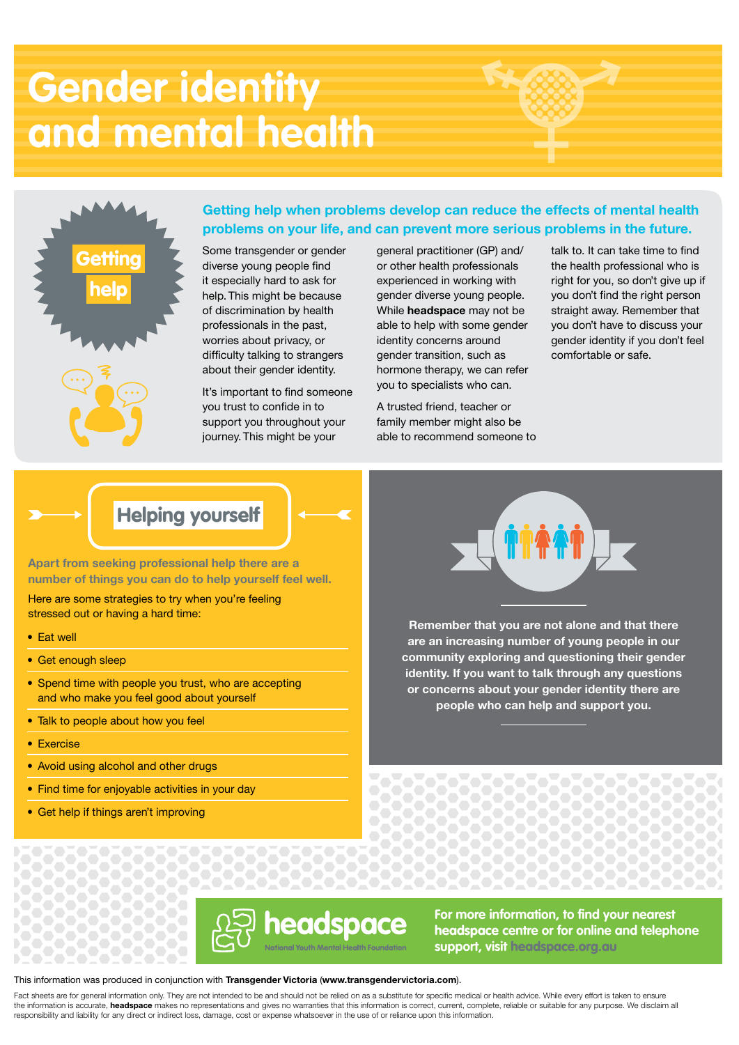# Gender identity and mental health

## Getting help

**Getting help when problems develop can reduce the effects of mental health problems on your life, and can prevent more serious problems in the future.**

Some transgender or gender diverse young people find it especially hard to ask for help. This might be because of discrimination by health professionals in the past, worries about privacy, or difficulty talking to strangers about their gender identity.

It's important to find someone you trust to confide in to support you throughout your journey. This might be your general practitioner (GP) and/or other health professionals experienced in working with gender diverse young people. While **headspace** may not be able to help with some gender identity concerns around gender transition, such as hormone therapy, we can refer you to specialists who can.

A trusted friend, teacher or family member might also be able to recommend someone to talk to. It can take time to find the health professional who is right for you, so don't give up if you don't find the right person straight away. Remember that you don't have to discuss your gender identity if you don't feel comfortable or safe.

## Helping yourself

**Apart from seeking professional help there are a number of things you can do to help yourself feel well.**

Here are some strategies to try when you're feeling stressed out or having a hard time:

- Eat well
- Get enough sleep
- Spend time with people you trust, who are accepting and who make you feel good about yourself
- Talk to people about how you feel
- Exercise
- Avoid using alcohol and other drugs
- Find time for enjoyable activities in your day
- Get help if things aren't improving

**Remember that you are not alone and that there are an increasing number of young people in our community exploring and questioning their gender identity. If you want to talk through any questions or concerns about your gender identity there are people who can help and support you.**

headspace
National Youth Mental Health Foundation

**For more information, to find your nearest headspace centre or for online and telephone support, visit headspace.org.au**

This information was produced in conjunction with **Transgender Victoria** (**www.transgendervictoria.com**).

Fact sheets are for general information only. They are not intended to be and should not be relied on as a substitute for specific medical or health advice. While every effort is taken to ensure the information is accurate, **headspace** makes no representations and gives no warranties that this information is correct, current, complete, reliable or suitable for any purpose. We disclaim all responsibility and liability for any direct or indirect loss, damage, cost or expense whatsoever in the use of or reliance upon this information.